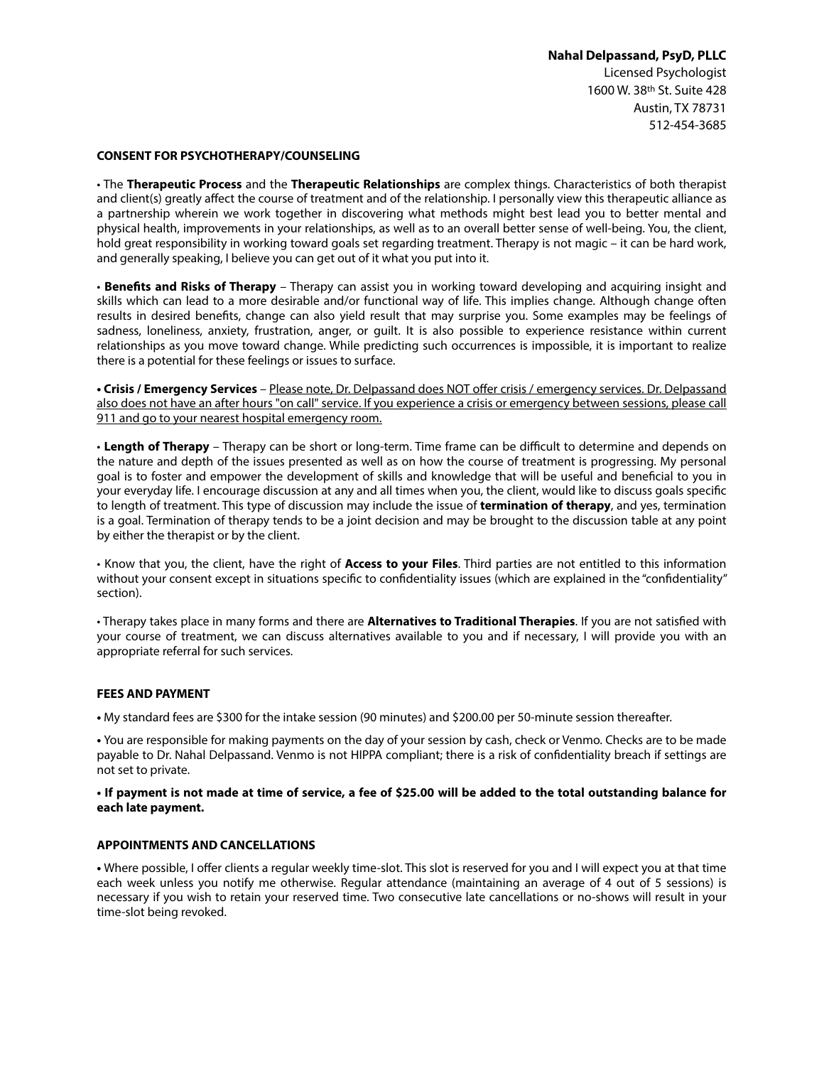**Nahal Delpassand, PsyD, PLLC**
Licensed Psychologist
1600 W. 38th St. Suite 428
Austin, TX 78731
512-454-3685

## CONSENT FOR PSYCHOTHERAPY/COUNSELING

• The **Therapeutic Process** and the **Therapeutic Relationships** are complex things. Characteristics of both therapist and client(s) greatly affect the course of treatment and of the relationship. I personally view this therapeutic alliance as a partnership wherein we work together in discovering what methods might best lead you to better mental and physical health, improvements in your relationships, as well as to an overall better sense of well-being. You, the client, hold great responsibility in working toward goals set regarding treatment. Therapy is not magic – it can be hard work, and generally speaking, I believe you can get out of it what you put into it.

• **Benefits and Risks of Therapy** – Therapy can assist you in working toward developing and acquiring insight and skills which can lead to a more desirable and/or functional way of life. This implies change. Although change often results in desired benefits, change can also yield result that may surprise you. Some examples may be feelings of sadness, loneliness, anxiety, frustration, anger, or guilt. It is also possible to experience resistance within current relationships as you move toward change. While predicting such occurrences is impossible, it is important to realize there is a potential for these feelings or issues to surface.

• **Crisis / Emergency Services** – <u>Please note, Dr. Delpassand does NOT offer crisis / emergency services. Dr. Delpassand also does not have an after hours "on call" service. If you experience a crisis or emergency between sessions, please call 911 and go to your nearest hospital emergency room.</u>

• **Length of Therapy** – Therapy can be short or long-term. Time frame can be difficult to determine and depends on the nature and depth of the issues presented as well as on how the course of treatment is progressing. My personal goal is to foster and empower the development of skills and knowledge that will be useful and beneficial to you in your everyday life. I encourage discussion at any and all times when you, the client, would like to discuss goals specific to length of treatment. This type of discussion may include the issue of **termination of therapy**, and yes, termination is a goal. Termination of therapy tends to be a joint decision and may be brought to the discussion table at any point by either the therapist or by the client.

• Know that you, the client, have the right of **Access to your Files**. Third parties are not entitled to this information without your consent except in situations specific to confidentiality issues (which are explained in the "confidentiality" section).

• Therapy takes place in many forms and there are **Alternatives to Traditional Therapies**. If you are not satisfied with your course of treatment, we can discuss alternatives available to you and if necessary, I will provide you with an appropriate referral for such services.

## FEES AND PAYMENT

• My standard fees are $300 for the intake session (90 minutes) and $200.00 per 50-minute session thereafter.

• You are responsible for making payments on the day of your session by cash, check or Venmo. Checks are to be made payable to Dr. Nahal Delpassand. Venmo is not HIPPA compliant; there is a risk of confidentiality breach if settings are not set to private.

**• If payment is not made at time of service, a fee of $25.00 will be added to the total outstanding balance for each late payment.**

## APPOINTMENTS AND CANCELLATIONS

• Where possible, I offer clients a regular weekly time-slot. This slot is reserved for you and I will expect you at that time each week unless you notify me otherwise. Regular attendance (maintaining an average of 4 out of 5 sessions) is necessary if you wish to retain your reserved time. Two consecutive late cancellations or no-shows will result in your time-slot being revoked.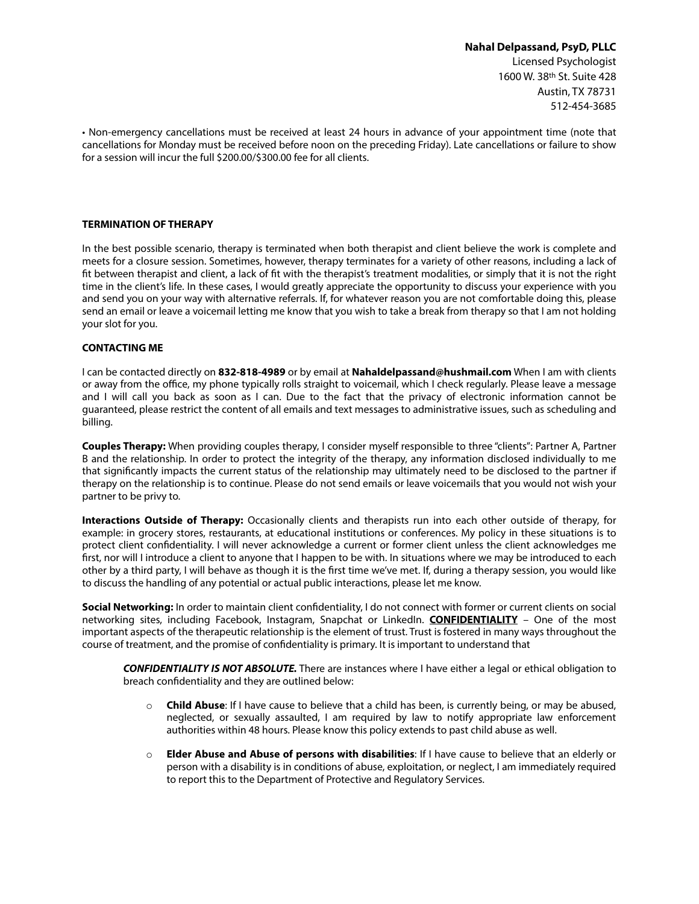**Nahal Delpassand, PsyD, PLLC**
Licensed Psychologist
1600 W. 38th St. Suite 428
Austin, TX 78731
512-454-3685

• Non-emergency cancellations must be received at least 24 hours in advance of your appointment time (note that cancellations for Monday must be received before noon on the preceding Friday). Late cancellations or failure to show for a session will incur the full $200.00/$300.00 fee for all clients.

**TERMINATION OF THERAPY**

In the best possible scenario, therapy is terminated when both therapist and client believe the work is complete and meets for a closure session. Sometimes, however, therapy terminates for a variety of other reasons, including a lack of fit between therapist and client, a lack of fit with the therapist's treatment modalities, or simply that it is not the right time in the client's life. In these cases, I would greatly appreciate the opportunity to discuss your experience with you and send you on your way with alternative referrals. If, for whatever reason you are not comfortable doing this, please send an email or leave a voicemail letting me know that you wish to take a break from therapy so that I am not holding your slot for you.

**CONTACTING ME**

I can be contacted directly on **832-818-4989** or by email at **Nahaldelpassand@hushmail.com** When I am with clients or away from the office, my phone typically rolls straight to voicemail, which I check regularly. Please leave a message and I will call you back as soon as I can. Due to the fact that the privacy of electronic information cannot be guaranteed, please restrict the content of all emails and text messages to administrative issues, such as scheduling and billing.

**Couples Therapy:** When providing couples therapy, I consider myself responsible to three "clients": Partner A, Partner B and the relationship. In order to protect the integrity of the therapy, any information disclosed individually to me that significantly impacts the current status of the relationship may ultimately need to be disclosed to the partner if therapy on the relationship is to continue. Please do not send emails or leave voicemails that you would not wish your partner to be privy to.

**Interactions Outside of Therapy:** Occasionally clients and therapists run into each other outside of therapy, for example: in grocery stores, restaurants, at educational institutions or conferences. My policy in these situations is to protect client confidentiality. I will never acknowledge a current or former client unless the client acknowledges me first, nor will I introduce a client to anyone that I happen to be with. In situations where we may be introduced to each other by a third party, I will behave as though it is the first time we've met. If, during a therapy session, you would like to discuss the handling of any potential or actual public interactions, please let me know.

**Social Networking:** In order to maintain client confidentiality, I do not connect with former or current clients on social networking sites, including Facebook, Instagram, Snapchat or LinkedIn. **<u>CONFIDENTIALITY</u>** – One of the most important aspects of the therapeutic relationship is the element of trust. Trust is fostered in many ways throughout the course of treatment, and the promise of confidentiality is primary. It is important to understand that

> ***CONFIDENTIALITY IS NOT ABSOLUTE.*** There are instances where I have either a legal or ethical obligation to breach confidentiality and they are outlined below:
>
> - **Child Abuse**: If I have cause to believe that a child has been, is currently being, or may be abused, neglected, or sexually assaulted, I am required by law to notify appropriate law enforcement authorities within 48 hours. Please know this policy extends to past child abuse as well.
> - **Elder Abuse and Abuse of persons with disabilities**: If I have cause to believe that an elderly or person with a disability is in conditions of abuse, exploitation, or neglect, I am immediately required to report this to the Department of Protective and Regulatory Services.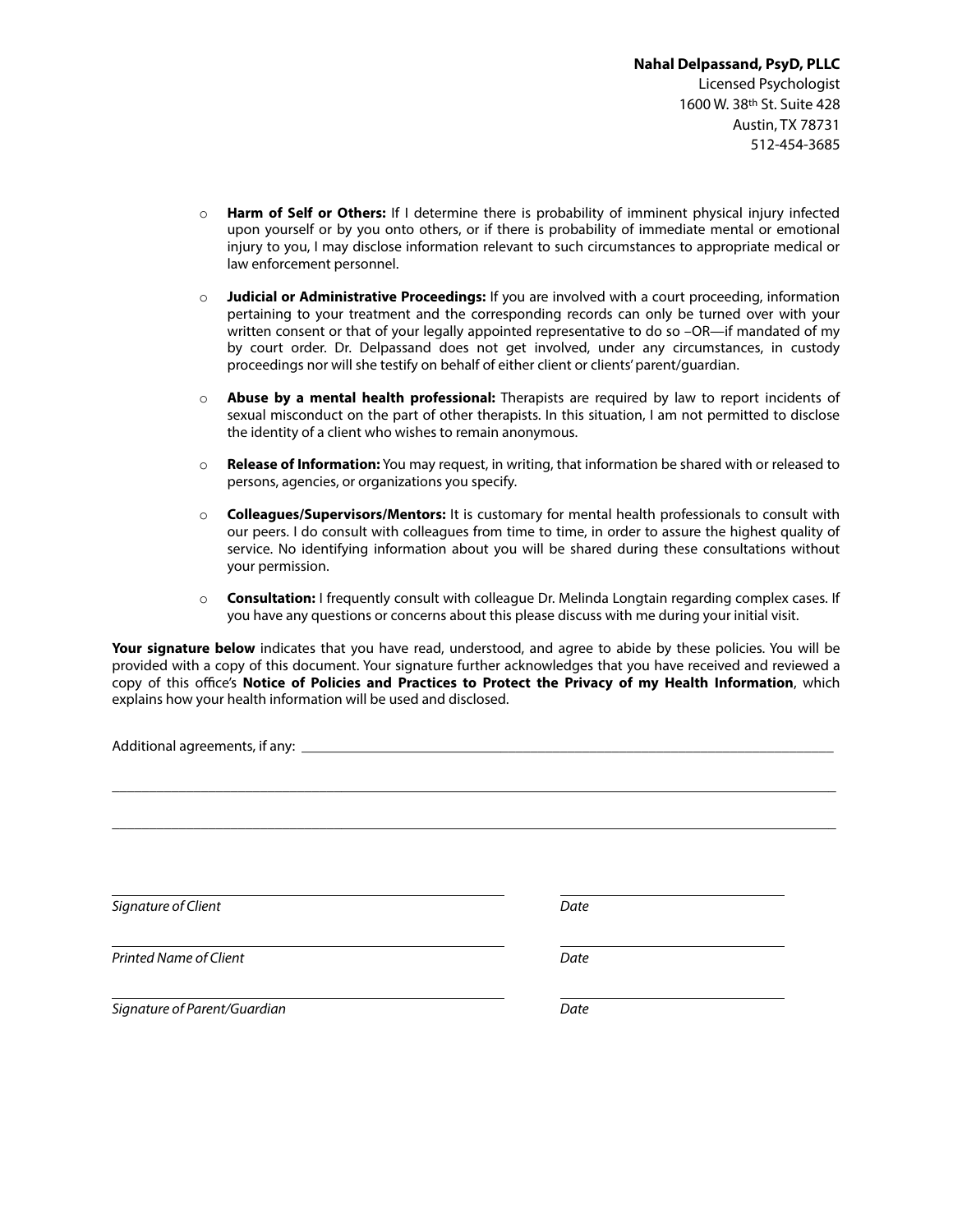**Nahal Delpassand, PsyD, PLLC**
Licensed Psychologist
1600 W. 38th St. Suite 428
Austin, TX 78731
512-454-3685

- **Harm of Self or Others:** If I determine there is probability of imminent physical injury infected upon yourself or by you onto others, or if there is probability of immediate mental or emotional injury to you, I may disclose information relevant to such circumstances to appropriate medical or law enforcement personnel.

- **Judicial or Administrative Proceedings:** If you are involved with a court proceeding, information pertaining to your treatment and the corresponding records can only be turned over with your written consent or that of your legally appointed representative to do so –OR—if mandated of my by court order. Dr. Delpassand does not get involved, under any circumstances, in custody proceedings nor will she testify on behalf of either client or clients' parent/guardian.

- **Abuse by a mental health professional:** Therapists are required by law to report incidents of sexual misconduct on the part of other therapists. In this situation, I am not permitted to disclose the identity of a client who wishes to remain anonymous.

- **Release of Information:** You may request, in writing, that information be shared with or released to persons, agencies, or organizations you specify.

- **Colleagues/Supervisors/Mentors:** It is customary for mental health professionals to consult with our peers. I do consult with colleagues from time to time, in order to assure the highest quality of service. No identifying information about you will be shared during these consultations without your permission.

- **Consultation:** I frequently consult with colleague Dr. Melinda Longtain regarding complex cases. If you have any questions or concerns about this please discuss with me during your initial visit.

**Your signature below** indicates that you have read, understood, and agree to abide by these policies. You will be provided with a copy of this document. Your signature further acknowledges that you have received and reviewed a copy of this office's **Notice of Policies and Practices to Protect the Privacy of my Health Information**, which explains how your health information will be used and disclosed.

Additional agreements, if any: ____________________________________________

____________________________________________________________________

____________________________________________________________________

_______________________________ _______________
*Signature of Client* *Date*

_______________________________ _______________
*Printed Name of Client* *Date*

_______________________________ _______________
*Signature of Parent/Guardian* *Date*